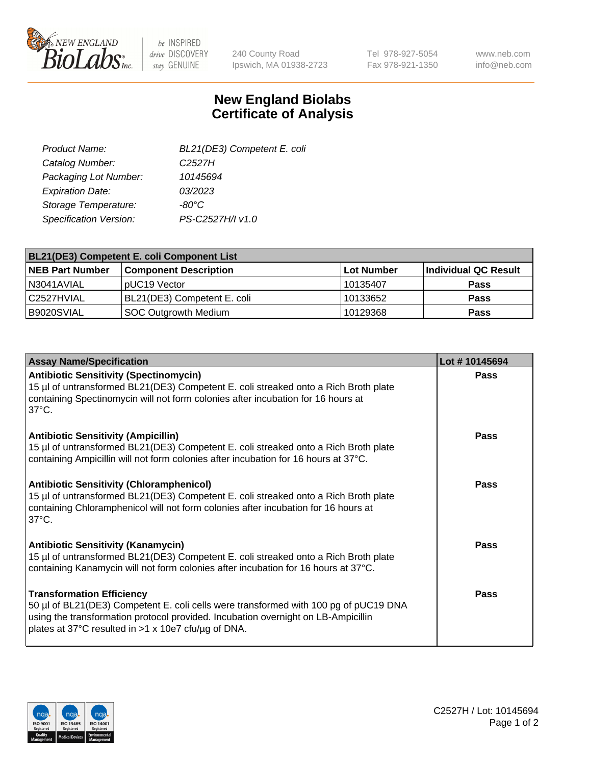# New England Biolabs Certificate of Analysis

| | |
|---|---|
| *Product Name:* | *BL21(DE3) Competent E. coli* |
| *Catalog Number:* | *C2527H* |
| *Packaging Lot Number:* | *10145694* |
| *Expiration Date:* | *03/2023* |
| *Storage Temperature:* | *-80°C* |
| *Specification Version:* | *PS-C2527H/I v1.0* |

| **BL21(DE3) Competent E. coli Component List** | | | |
|---|---|---|---|
| **NEB Part Number** | **Component Description** | **Lot Number** | **Individual QC Result** |
| N3041AVIAL | pUC19 Vector | 10135407 | **Pass** |
| C2527HVIAL | BL21(DE3) Competent E. coli | 10133652 | **Pass** |
| B9020SVIAL | SOC Outgrowth Medium | 10129368 | **Pass** |

| **Assay Name/Specification** | **Lot # 10145694** |
|---|---|
| **Antibiotic Sensitivity (Spectinomycin)** 15 µl of untransformed BL21(DE3) Competent E. coli streaked onto a Rich Broth plate containing Spectinomycin will not form colonies after incubation for 16 hours at 37°C. | **Pass** |
| **Antibiotic Sensitivity (Ampicillin)** 15 µl of untransformed BL21(DE3) Competent E. coli streaked onto a Rich Broth plate containing Ampicillin will not form colonies after incubation for 16 hours at 37°C. | **Pass** |
| **Antibiotic Sensitivity (Chloramphenicol)** 15 µl of untransformed BL21(DE3) Competent E. coli streaked onto a Rich Broth plate containing Chloramphenicol will not form colonies after incubation for 16 hours at 37°C. | **Pass** |
| **Antibiotic Sensitivity (Kanamycin)** 15 µl of untransformed BL21(DE3) Competent E. coli streaked onto a Rich Broth plate containing Kanamycin will not form colonies after incubation for 16 hours at 37°C. | **Pass** |
| **Transformation Efficiency** 50 µl of BL21(DE3) Competent E. coli cells were transformed with 100 pg of pUC19 DNA using the transformation protocol provided. Incubation overnight on LB-Ampicillin plates at 37°C resulted in >1 x 10e7 cfu/µg of DNA. | **Pass** |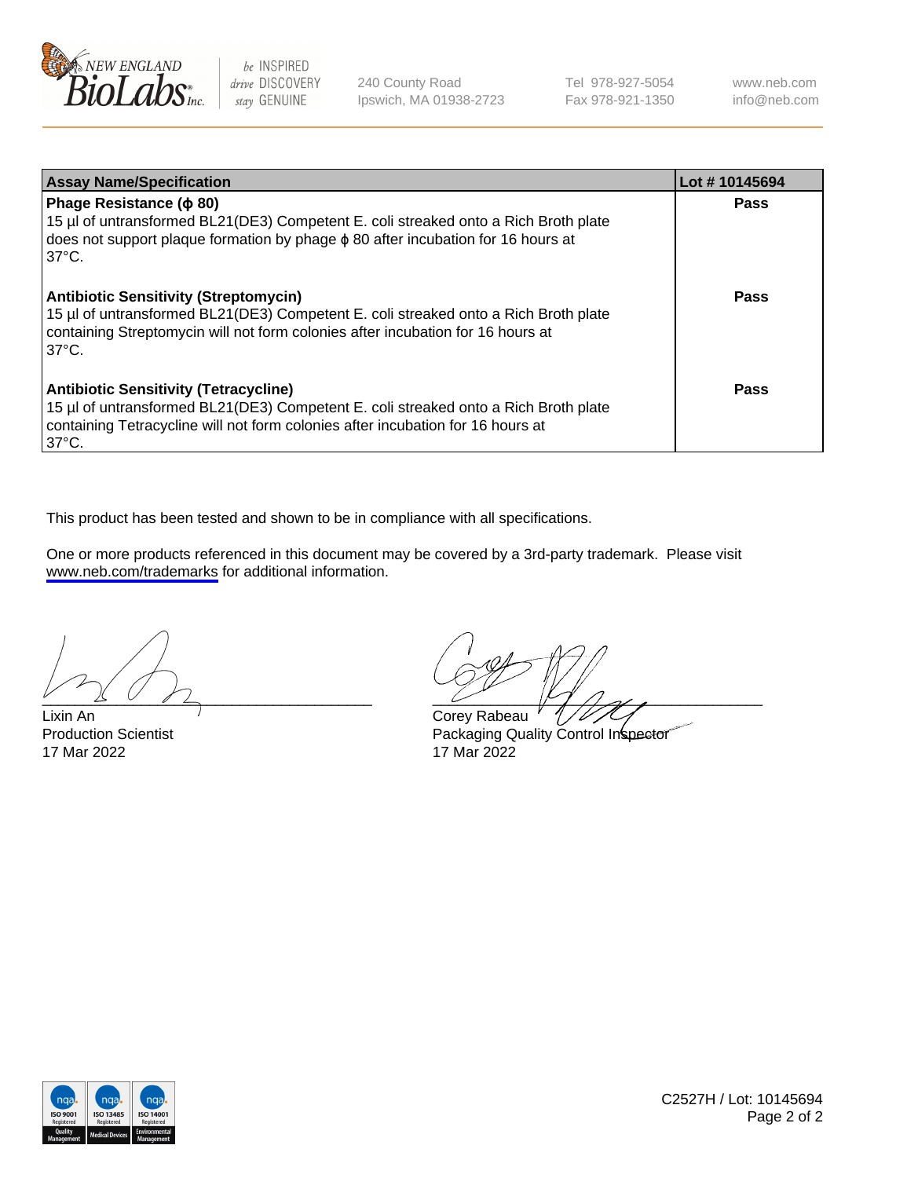NEW ENGLAND BioLabs Inc. — be INSPIRED drive DISCOVERY stay GENUINE

240 County Road
Ipswich, MA 01938-2723

Tel 978-927-5054
Fax 978-921-1350

www.neb.com
info@neb.com

| Assay Name/Specification | Lot # 10145694 |
| --- | --- |
| **Phage Resistance (ϕ 80)**<br>15 µl of untransformed BL21(DE3) Competent E. coli streaked onto a Rich Broth plate does not support plaque formation by phage ϕ 80 after incubation for 16 hours at 37°C. | **Pass** |
| **Antibiotic Sensitivity (Streptomycin)**<br>15 µl of untransformed BL21(DE3) Competent E. coli streaked onto a Rich Broth plate containing Streptomycin will not form colonies after incubation for 16 hours at 37°C. | **Pass** |
| **Antibiotic Sensitivity (Tetracycline)**<br>15 µl of untransformed BL21(DE3) Competent E. coli streaked onto a Rich Broth plate containing Tetracycline will not form colonies after incubation for 16 hours at 37°C. | **Pass** |

This product has been tested and shown to be in compliance with all specifications.

One or more products referenced in this document may be covered by a 3rd-party trademark. Please visit www.neb.com/trademarks for additional information.

Lixin An
Production Scientist
17 Mar 2022

Corey Rabeau
Packaging Quality Control Inspector
17 Mar 2022

C2527H / Lot: 10145694